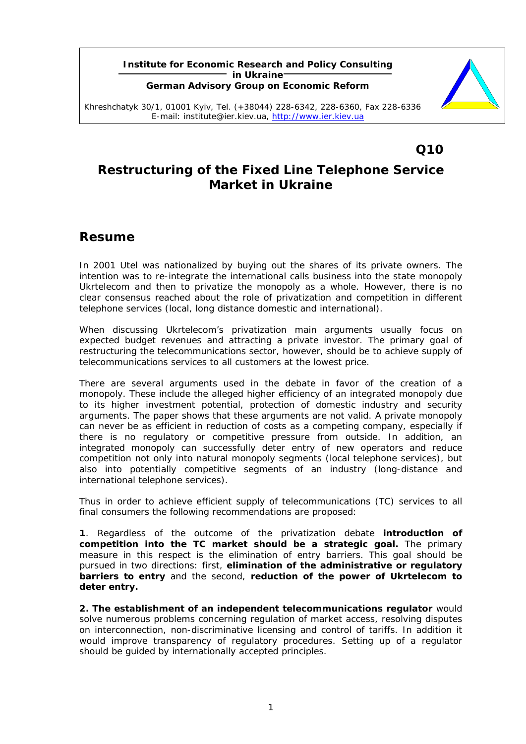**Institute for Economic Research and Policy Consulting in Ukraine**

**German Advisory Group on Economic Reform**

Khreshchatyk 30/1, 01001 Kyiv, Tel. (+38044) 228-6342, 228-6360, Fax 228-6336
E-mail: institute@ier.kiev.ua, http://www.ier.kiev.ua

**Q10**

# Restructuring of the Fixed Line Telephone Service Market in Ukraine

## Resume

In 2001 Utel was nationalized by buying out the shares of its private owners. The intention was to re-integrate the international calls business into the state monopoly Ukrtelecom and then to privatize the monopoly as a whole. However, there is no clear consensus reached about the role of privatization and competition in different telephone services (local, long distance domestic and international).

When discussing Ukrtelecom's privatization main arguments usually focus on expected budget revenues and attracting a private investor. The primary goal of restructuring the telecommunications sector, however, should be to achieve supply of telecommunications services to all customers at the lowest price.

There are several arguments used in the debate in favor of the creation of a monopoly. These include the alleged higher efficiency of an integrated monopoly due to its higher investment potential, protection of domestic industry and security arguments. The paper shows that these arguments are not valid. A private monopoly can never be as efficient in reduction of costs as a competing company, especially if there is no regulatory or competitive pressure from outside. In addition, an integrated monopoly can successfully deter entry of new operators and reduce competition not only into natural monopoly segments (local telephone services), but also into potentially competitive segments of an industry (long-distance and international telephone services).

Thus in order to achieve efficient supply of telecommunications (TC) services to all final consumers the following recommendations are proposed:

**1**. Regardless of the outcome of the privatization debate **introduction of competition into the TC market should be a strategic goal.** The primary measure in this respect is the elimination of entry barriers. This goal should be pursued in two directions: first, **elimination of the administrative or regulatory barriers to entry** and the second, **reduction of the power of Ukrtelecom to deter entry.**

**2. The establishment of an independent telecommunications regulator** would solve numerous problems concerning regulation of market access, resolving disputes on interconnection, non-discriminative licensing and control of tariffs. In addition it would improve transparency of regulatory procedures. Setting up of a regulator should be guided by internationally accepted principles.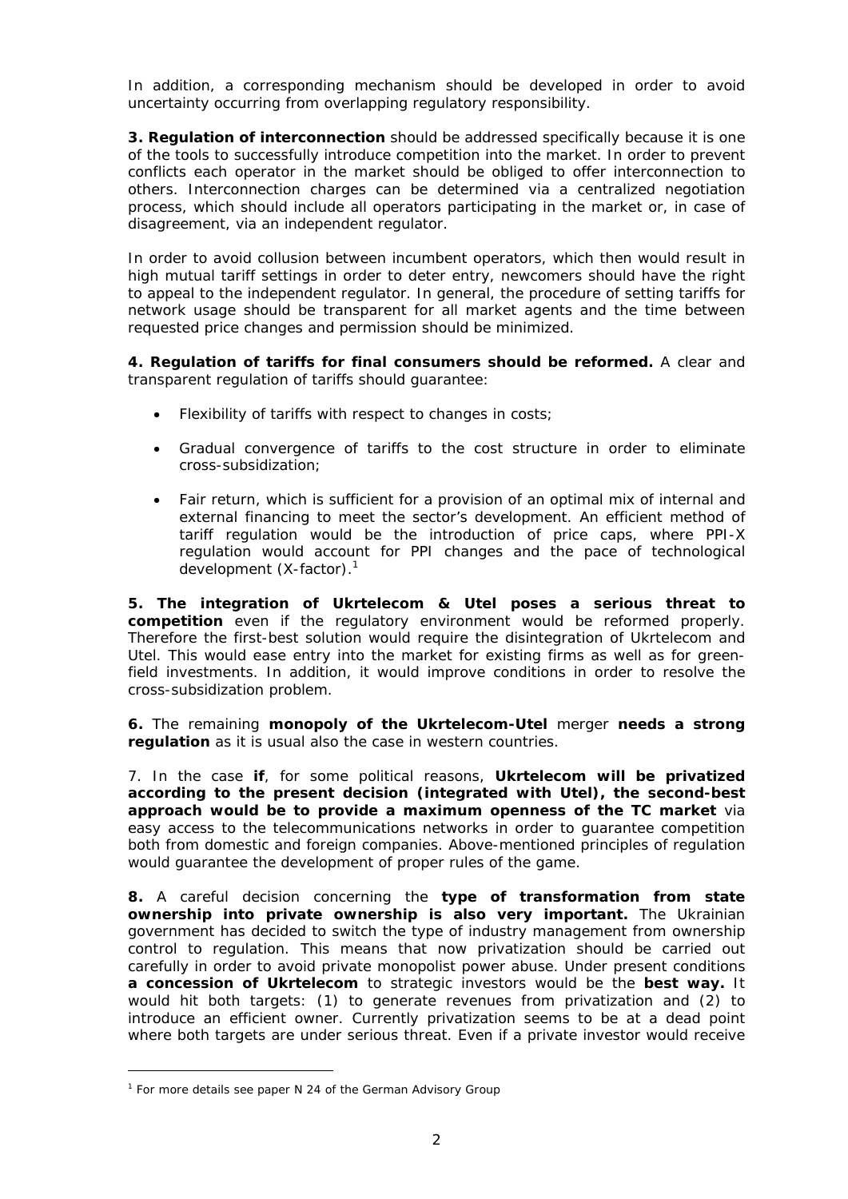In addition, a corresponding mechanism should be developed in order to avoid uncertainty occurring from overlapping regulatory responsibility.

**3. Regulation of interconnection** should be addressed specifically because it is one of the tools to successfully introduce competition into the market. In order to prevent conflicts each operator in the market should be obliged to offer interconnection to others. Interconnection charges can be determined via a centralized negotiation process, which should include all operators participating in the market or, in case of disagreement, via an independent regulator.

In order to avoid collusion between incumbent operators, which then would result in high mutual tariff settings in order to deter entry, newcomers should have the right to appeal to the independent regulator. In general, the procedure of setting tariffs for network usage should be transparent for all market agents and the time between requested price changes and permission should be minimized.

**4. Regulation of tariffs for final consumers should be reformed.** A clear and transparent regulation of tariffs should guarantee:

- Flexibility of tariffs with respect to changes in costs;
- Gradual convergence of tariffs to the cost structure in order to eliminate cross-subsidization;
- Fair return, which is sufficient for a provision of an optimal mix of internal and external financing to meet the sector's development. An efficient method of tariff regulation would be the introduction of price caps, where PPI-X regulation would account for PPI changes and the pace of technological development (X-factor).[1]

**5. The integration of Ukrtelecom & Utel poses a serious threat to competition** even if the regulatory environment would be reformed properly. Therefore the first-best solution would require the disintegration of Ukrtelecom and Utel. This would ease entry into the market for existing firms as well as for green-field investments. In addition, it would improve conditions in order to resolve the cross-subsidization problem.

**6.** The remaining **monopoly of the Ukrtelecom-Utel** merger **needs a strong regulation** as it is usual also the case in western countries.

7. In the case **if**, for some political reasons, **Ukrtelecom will be privatized according to the present decision (integrated with Utel), the second-best approach would be to provide a maximum openness of the TC market** via easy access to the telecommunications networks in order to guarantee competition both from domestic and foreign companies. Above-mentioned principles of regulation would guarantee the development of proper rules of the game.

**8.** A careful decision concerning the **type of transformation from state ownership into private ownership is also very important.** The Ukrainian government has decided to switch the type of industry management from ownership control to regulation. This means that now privatization should be carried out carefully in order to avoid private monopolist power abuse. Under present conditions **a concession of Ukrtelecom** to strategic investors would be the **best way.** It would hit both targets: (1) to generate revenues from privatization and (2) to introduce an efficient owner. Currently privatization seems to be at a dead point where both targets are under serious threat. Even if a private investor would receive

[1] For more details see paper N 24 of the German Advisory Group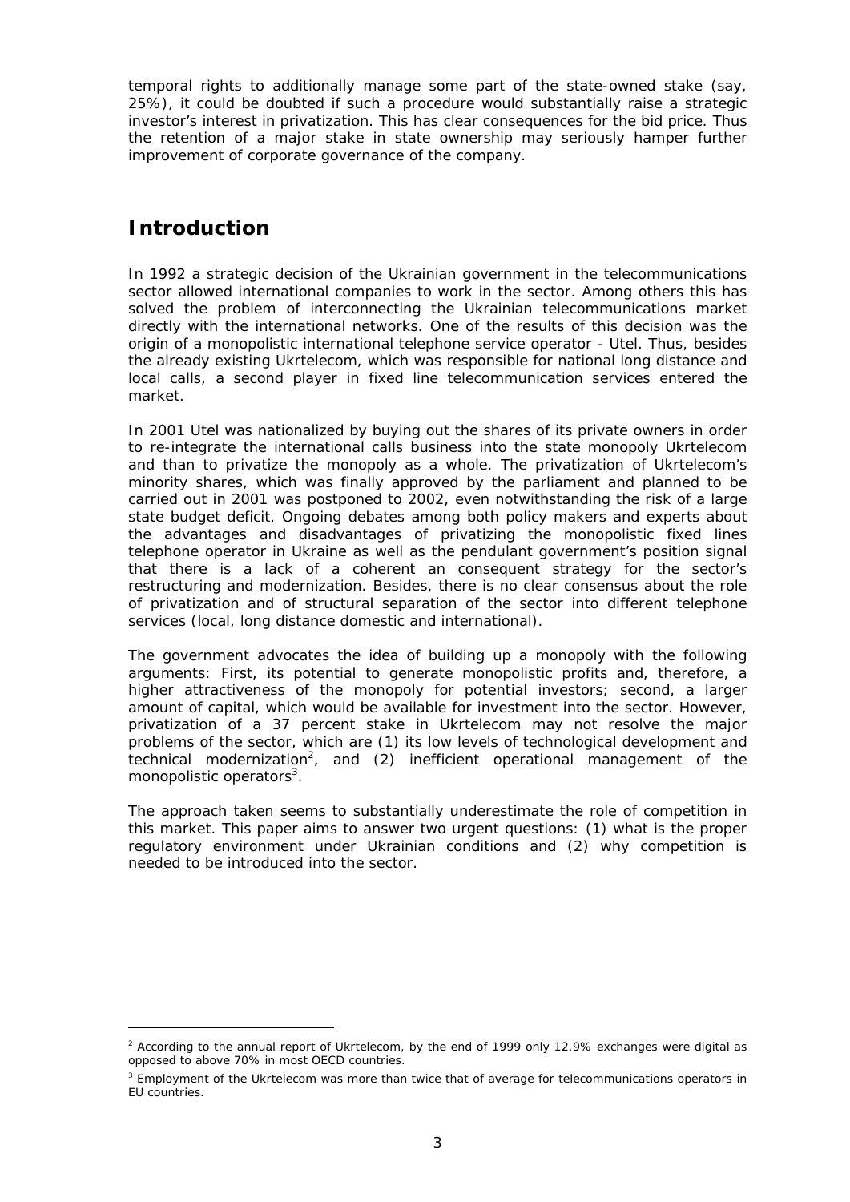temporal rights to additionally manage some part of the state-owned stake (say, 25%), it could be doubted if such a procedure would substantially raise a strategic investor's interest in privatization. This has clear consequences for the bid price. Thus the retention of a major stake in state ownership may seriously hamper further improvement of corporate governance of the company.

## Introduction

In 1992 a strategic decision of the Ukrainian government in the telecommunications sector allowed international companies to work in the sector. Among others this has solved the problem of interconnecting the Ukrainian telecommunications market directly with the international networks. One of the results of this decision was the origin of a monopolistic international telephone service operator - Utel. Thus, besides the already existing Ukrtelecom, which was responsible for national long distance and local calls, a second player in fixed line telecommunication services entered the market.

In 2001 Utel was nationalized by buying out the shares of its private owners in order to re-integrate the international calls business into the state monopoly Ukrtelecom and than to privatize the monopoly as a whole. The privatization of Ukrtelecom's minority shares, which was finally approved by the parliament and planned to be carried out in 2001 was postponed to 2002, even notwithstanding the risk of a large state budget deficit. Ongoing debates among both policy makers and experts about the advantages and disadvantages of privatizing the monopolistic fixed lines telephone operator in Ukraine as well as the pendulant government's position signal that there is a lack of a coherent an consequent strategy for the sector's restructuring and modernization. Besides, there is no clear consensus about the role of privatization and of structural separation of the sector into different telephone services (local, long distance domestic and international).

The government advocates the idea of building up a monopoly with the following arguments: First, its potential to generate monopolistic profits and, therefore, a higher attractiveness of the monopoly for potential investors; second, a larger amount of capital, which would be available for investment into the sector. However, privatization of a 37 percent stake in Ukrtelecom may not resolve the major problems of the sector, which are (1) its low levels of technological development and technical modernization[2], and (2) inefficient operational management of the monopolistic operators[3].

The approach taken seems to substantially underestimate the role of competition in this market. This paper aims to answer two urgent questions: (1) what is the proper regulatory environment under Ukrainian conditions and (2) why competition is needed to be introduced into the sector.

---

[2] According to the annual report of Ukrtelecom, by the end of 1999 only 12.9% exchanges were digital as opposed to above 70% in most OECD countries.

[3] Employment of the Ukrtelecom was more than twice that of average for telecommunications operators in EU countries.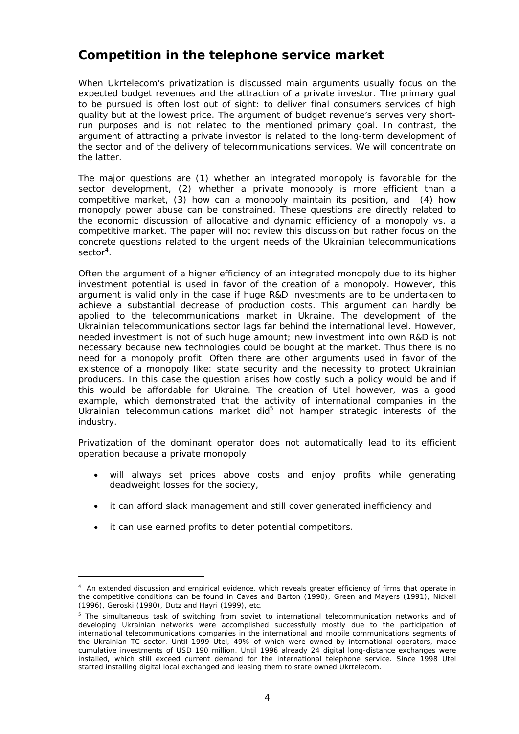## Competition in the telephone service market

When Ukrtelecom's privatization is discussed main arguments usually focus on the expected budget revenues and the attraction of a private investor. The primary goal to be pursued is often lost out of sight: to deliver final consumers services of high quality but at the lowest price. The argument of budget revenue's serves very short-run purposes and is not related to the mentioned primary goal. In contrast, the argument of attracting a private investor is related to the long-term development of the sector and of the delivery of telecommunications services. We will concentrate on the latter.

The major questions are (1) whether an integrated monopoly is favorable for the sector development, (2) whether a private monopoly is more efficient than a competitive market, (3) how can a monopoly maintain its position, and (4) how monopoly power abuse can be constrained. These questions are directly related to the economic discussion of allocative and dynamic efficiency of a monopoly vs. a competitive market. The paper will not review this discussion but rather focus on the concrete questions related to the urgent needs of the Ukrainian telecommunications sector[4].

Often the argument of a higher efficiency of an integrated monopoly due to its higher investment potential is used in favor of the creation of a monopoly. However, this argument is valid only in the case if huge R&D investments are to be undertaken to achieve a substantial decrease of production costs. This argument can hardly be applied to the telecommunications market in Ukraine. The development of the Ukrainian telecommunications sector lags far behind the international level. However, needed investment is not of such huge amount; new investment into own R&D is not necessary because new technologies could be bought at the market. Thus there is no need for a monopoly profit. Often there are other arguments used in favor of the existence of a monopoly like: state security and the necessity to protect Ukrainian producers. In this case the question arises how costly such a policy would be and if this would be affordable for Ukraine. The creation of Utel however, was a good example, which demonstrated that the activity of international companies in the Ukrainian telecommunications market did[5] not hamper strategic interests of the industry.

Privatization of the dominant operator does not automatically lead to its efficient operation because a private monopoly

- will always set prices above costs and enjoy profits while generating deadweight losses for the society,
- it can afford slack management and still cover generated inefficiency and
- it can use earned profits to deter potential competitors.

---

[4] An extended discussion and empirical evidence, which reveals greater efficiency of firms that operate in the competitive conditions can be found in Caves and Barton (1990), Green and Mayers (1991), Nickell (1996), Geroski (1990), Dutz and Hayri (1999), etc.

[5] The simultaneous task of switching from soviet to international telecommunication networks and of developing Ukrainian networks were accomplished successfully mostly due to the participation of international telecommunications companies in the international and mobile communications segments of the Ukrainian TC sector. Until 1999 Utel, 49% of which were owned by international operators, made cumulative investments of USD 190 million. Until 1996 already 24 digital long-distance exchanges were installed, which still exceed current demand for the international telephone service. Since 1998 Utel started installing digital local exchanged and leasing them to state owned Ukrtelecom.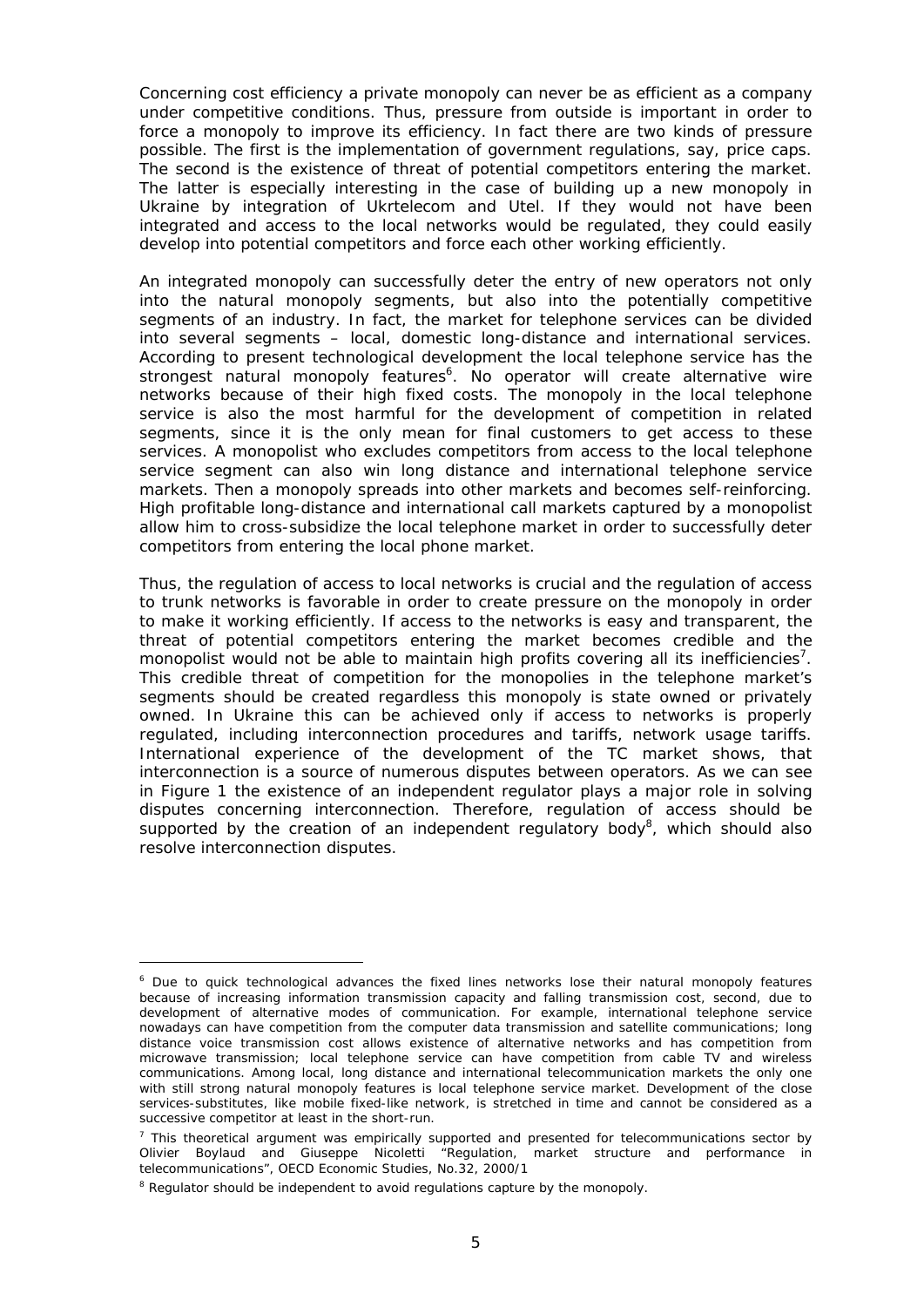Concerning cost efficiency a private monopoly can never be as efficient as a company under competitive conditions. Thus, pressure from outside is important in order to force a monopoly to improve its efficiency. In fact there are two kinds of pressure possible. The first is the implementation of government regulations, say, price caps. The second is the existence of threat of potential competitors entering the market. The latter is especially interesting in the case of building up a new monopoly in Ukraine by integration of Ukrtelecom and Utel. If they would not have been integrated and access to the local networks would be regulated, they could easily develop into potential competitors and force each other working efficiently.

An integrated monopoly can successfully deter the entry of new operators not only into the natural monopoly segments, but also into the potentially competitive segments of an industry. In fact, the market for telephone services can be divided into several segments – local, domestic long-distance and international services. According to present technological development the local telephone service has the strongest natural monopoly features[6]. No operator will create alternative wire networks because of their high fixed costs. The monopoly in the local telephone service is also the most harmful for the development of competition in related segments, since it is the only mean for final customers to get access to these services. A monopolist who excludes competitors from access to the local telephone service segment can also win long distance and international telephone service markets. Then a monopoly spreads into other markets and becomes self-reinforcing. High profitable long-distance and international call markets captured by a monopolist allow him to cross-subsidize the local telephone market in order to successfully deter competitors from entering the local phone market.

Thus, the regulation of access to local networks is crucial and the regulation of access to trunk networks is favorable in order to create pressure on the monopoly in order to make it working efficiently. If access to the networks is easy and transparent, the threat of potential competitors entering the market becomes credible and the monopolist would not be able to maintain high profits covering all its inefficiencies[7]. This credible threat of competition for the monopolies in the telephone market's segments should be created regardless this monopoly is state owned or privately owned. In Ukraine this can be achieved only if access to networks is properly regulated, including interconnection procedures and tariffs, network usage tariffs. International experience of the development of the TC market shows, that interconnection is a source of numerous disputes between operators. As we can see in Figure 1 the existence of an independent regulator plays a major role in solving disputes concerning interconnection. Therefore, regulation of access should be supported by the creation of an independent regulatory body[8], which should also resolve interconnection disputes.

---

[6] Due to quick technological advances the fixed lines networks lose their natural monopoly features because of increasing information transmission capacity and falling transmission cost, second, due to development of alternative modes of communication. For example, international telephone service nowadays can have competition from the computer data transmission and satellite communications; long distance voice transmission cost allows existence of alternative networks and has competition from microwave transmission; local telephone service can have competition from cable TV and wireless communications. Among local, long distance and international telecommunication markets the only one with still strong natural monopoly features is local telephone service market. Development of the close services-substitutes, like mobile fixed-like network, is stretched in time and cannot be considered as a successive competitor at least in the short-run.

[7] This theoretical argument was empirically supported and presented for telecommunications sector by Olivier Boylaud and Giuseppe Nicoletti "Regulation, market structure and performance in telecommunications", OECD Economic Studies, No.32, 2000/1

[8] Regulator should be independent to avoid regulations capture by the monopoly.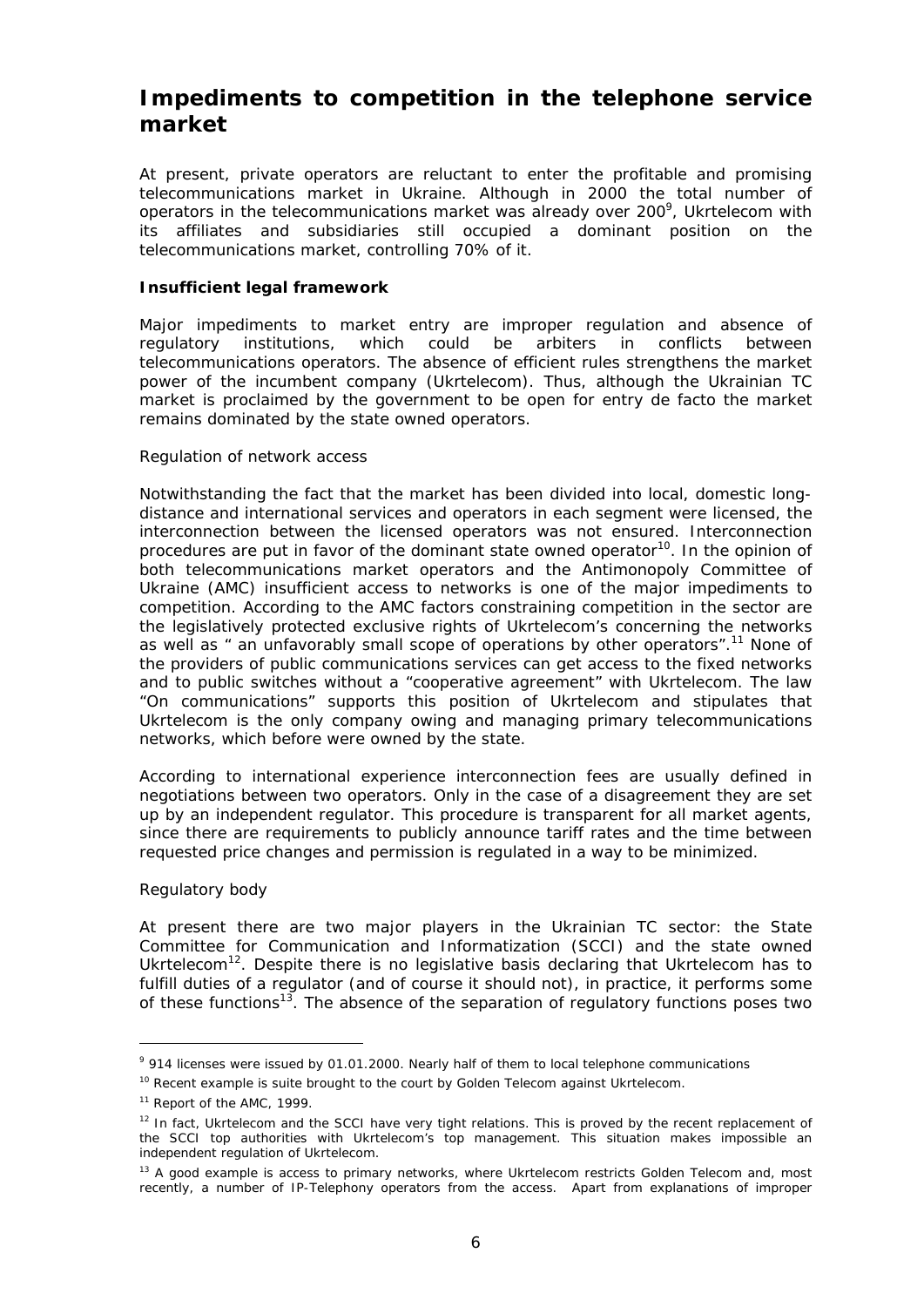## Impediments to competition in the telephone service market

At present, private operators are reluctant to enter the profitable and promising telecommunications market in Ukraine. Although in 2000 the total number of operators in the telecommunications market was already over 200[9], Ukrtelecom with its affiliates and subsidiaries still occupied a dominant position on the telecommunications market, controlling 70% of it.

### Insufficient legal framework

Major impediments to market entry are improper regulation and absence of regulatory institutions, which could be arbiters in conflicts between telecommunications operators. The absence of efficient rules strengthens the market power of the incumbent company (Ukrtelecom). Thus, although the Ukrainian TC market is proclaimed by the government to be open for entry de facto the market remains dominated by the state owned operators.

*Regulation of network access*

Notwithstanding the fact that the market has been divided into local, domestic long-distance and international services and operators in each segment were licensed, the interconnection between the licensed operators was not ensured. Interconnection procedures are put in favor of the dominant state owned operator[10]. In the opinion of both telecommunications market operators and the Antimonopoly Committee of Ukraine (AMC) insufficient access to networks is one of the major impediments to competition. According to the AMC factors constraining competition in the sector are the legislatively protected exclusive rights of Ukrtelecom's concerning the networks as well as " an unfavorably small scope of operations by other operators".[11] None of the providers of public communications services can get access to the fixed networks and to public switches without a "cooperative agreement" with Ukrtelecom. The law "On communications" supports this position of Ukrtelecom and stipulates that Ukrtelecom is the only company owing and managing primary telecommunications networks, which before were owned by the state.

According to international experience interconnection fees are usually defined in negotiations between two operators. Only in the case of a disagreement they are set up by an independent regulator. This procedure is transparent for all market agents, since there are requirements to publicly announce tariff rates and the time between requested price changes and permission is regulated in a way to be minimized.

*Regulatory body*

At present there are two major players in the Ukrainian TC sector: the State Committee for Communication and Informatization (SCCI) and the state owned Ukrtelecom[12]. Despite there is no legislative basis declaring that Ukrtelecom has to fulfill duties of a regulator (and of course it should not), in practice, it performs some of these functions[13]. The absence of the separation of regulatory functions poses two

---

[9] 914 licenses were issued by 01.01.2000. Nearly half of them to local telephone communications

[10] Recent example is suite brought to the court by Golden Telecom against Ukrtelecom.

[11] Report of the AMC, 1999.

[12] In fact, Ukrtelecom and the SCCI have very tight relations. This is proved by the recent replacement of the SCCI top authorities with Ukrtelecom's top management. This situation makes impossible an independent regulation of Ukrtelecom.

[13] A good example is access to primary networks, where Ukrtelecom restricts Golden Telecom and, most recently, a number of IP-Telephony operators from the access. Apart from explanations of improper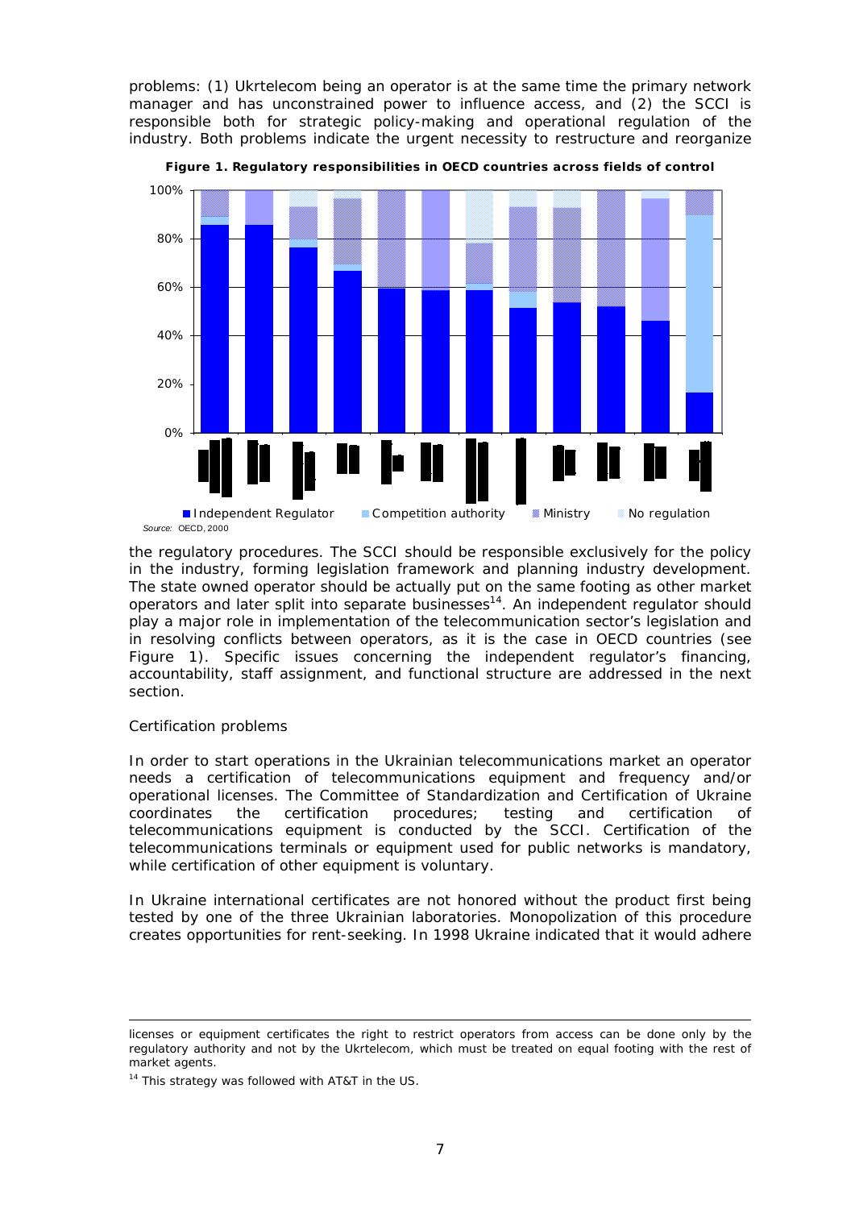problems: (1) Ukrtelecom being an operator is at the same time the primary network manager and has unconstrained power to influence access, and (2) the SCCI is responsible both for strategic policy-making and operational regulation of the industry. Both problems indicate the urgent necessity to restructure and reorganize

**Figure 1. Regulatory responsibilities in OECD countries across fields of control**

Independent Regulator | Competition authority | Ministry | No regulation

*Source:* OECD, 2000

the regulatory procedures. The SCCI should be responsible exclusively for the policy in the industry, forming legislation framework and planning industry development. The state owned operator should be actually put on the same footing as other market operators and later split into separate businesses[14]. An independent regulator should play a major role in implementation of the telecommunication sector's legislation and in resolving conflicts between operators, as it is the case in OECD countries (see Figure 1). Specific issues concerning the independent regulator's financing, accountability, staff assignment, and functional structure are addressed in the next section.

Certification problems

In order to start operations in the Ukrainian telecommunications market an operator needs a certification of telecommunications equipment and frequency and/or operational licenses. The Committee of Standardization and Certification of Ukraine coordinates the certification procedures; testing and certification of telecommunications equipment is conducted by the SCCI. Certification of the telecommunications terminals or equipment used for public networks is mandatory, while certification of other equipment is voluntary.

In Ukraine international certificates are not honored without the product first being tested by one of the three Ukrainian laboratories. Monopolization of this procedure creates opportunities for rent-seeking. In 1998 Ukraine indicated that it would adhere

---

licenses or equipment certificates the right to restrict operators from access can be done only by the regulatory authority and not by the Ukrtelecom, which must be treated on equal footing with the rest of market agents.

[14] This strategy was followed with AT&T in the US.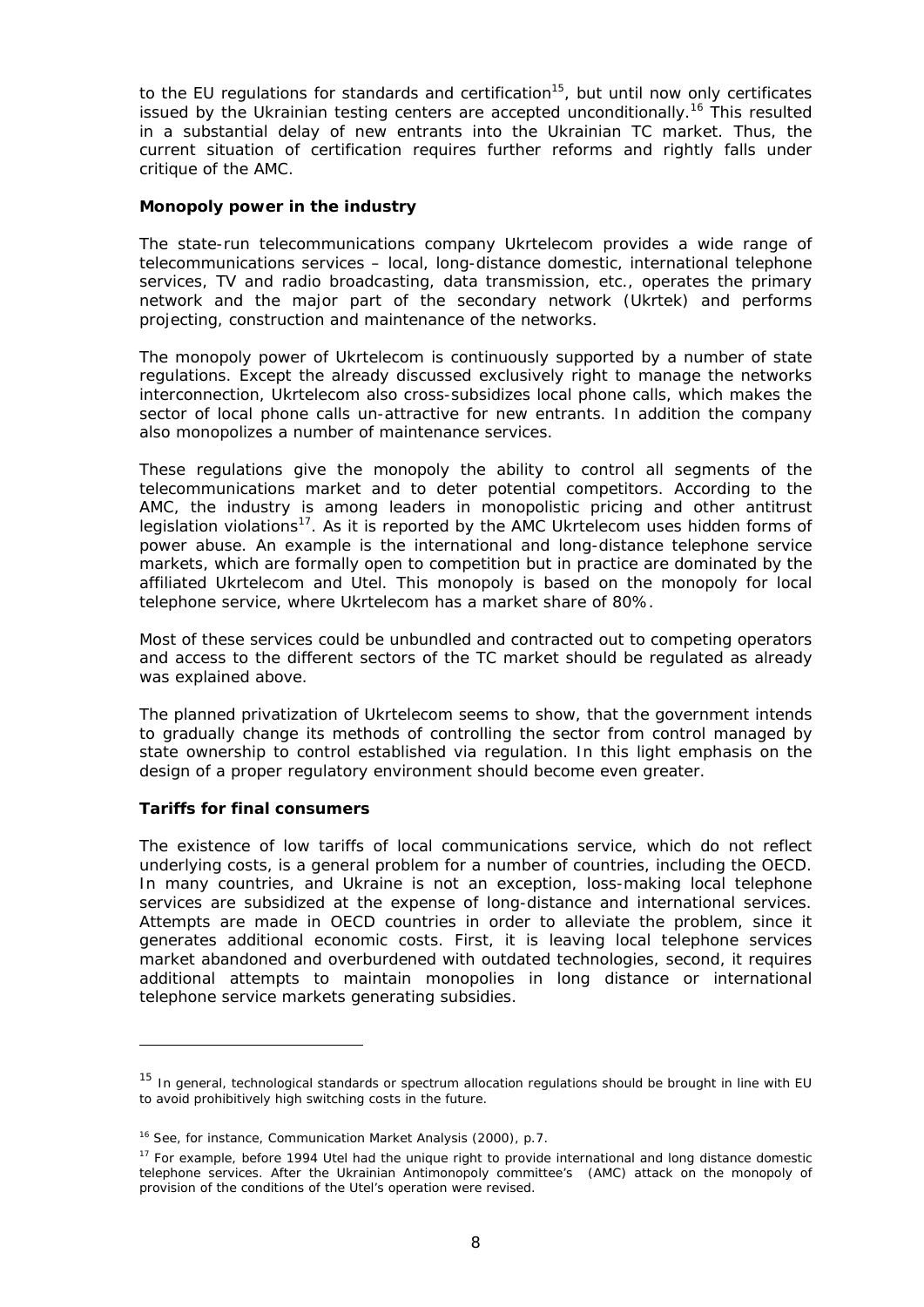to the EU regulations for standards and certification[15], but until now only certificates issued by the Ukrainian testing centers are accepted unconditionally.[16] This resulted in a substantial delay of new entrants into the Ukrainian TC market. Thus, the current situation of certification requires further reforms and rightly falls under critique of the AMC.

**Monopoly power in the industry**

The state-run telecommunications company Ukrtelecom provides a wide range of telecommunications services – local, long-distance domestic, international telephone services, TV and radio broadcasting, data transmission, etc., operates the primary network and the major part of the secondary network (Ukrtek) and performs projecting, construction and maintenance of the networks.

The monopoly power of Ukrtelecom is continuously supported by a number of state regulations. Except the already discussed exclusively right to manage the networks interconnection, Ukrtelecom also cross-subsidizes local phone calls, which makes the sector of local phone calls un-attractive for new entrants. In addition the company also monopolizes a number of maintenance services.

These regulations give the monopoly the ability to control all segments of the telecommunications market and to deter potential competitors. According to the AMC, the industry is among leaders in monopolistic pricing and other antitrust legislation violations[17]. As it is reported by the AMC Ukrtelecom uses hidden forms of power abuse. An example is the international and long-distance telephone service markets, which are formally open to competition but in practice are dominated by the affiliated Ukrtelecom and Utel. This monopoly is based on the monopoly for local telephone service, where Ukrtelecom has a market share of 80%.

Most of these services could be unbundled and contracted out to competing operators and access to the different sectors of the TC market should be regulated as already was explained above.

The planned privatization of Ukrtelecom seems to show, that the government intends to gradually change its methods of controlling the sector from control managed by state ownership to control established via regulation. In this light emphasis on the design of a proper regulatory environment should become even greater.

**Tariffs for final consumers**

The existence of low tariffs of local communications service, which do not reflect underlying costs, is a general problem for a number of countries, including the OECD. In many countries, and Ukraine is not an exception, loss-making local telephone services are subsidized at the expense of long-distance and international services. Attempts are made in OECD countries in order to alleviate the problem, since it generates additional economic costs. First, it is leaving local telephone services market abandoned and overburdened with outdated technologies, second, it requires additional attempts to maintain monopolies in long distance or international telephone service markets generating subsidies.

---

[15] In general, technological standards or spectrum allocation regulations should be brought in line with EU to avoid prohibitively high switching costs in the future.

[16] See, for instance, Communication Market Analysis (2000), p.7.

[17] For example, before 1994 Utel had the unique right to provide international and long distance domestic telephone services. After the Ukrainian Antimonopoly committee's (AMC) attack on the monopoly of provision of the conditions of the Utel's operation were revised.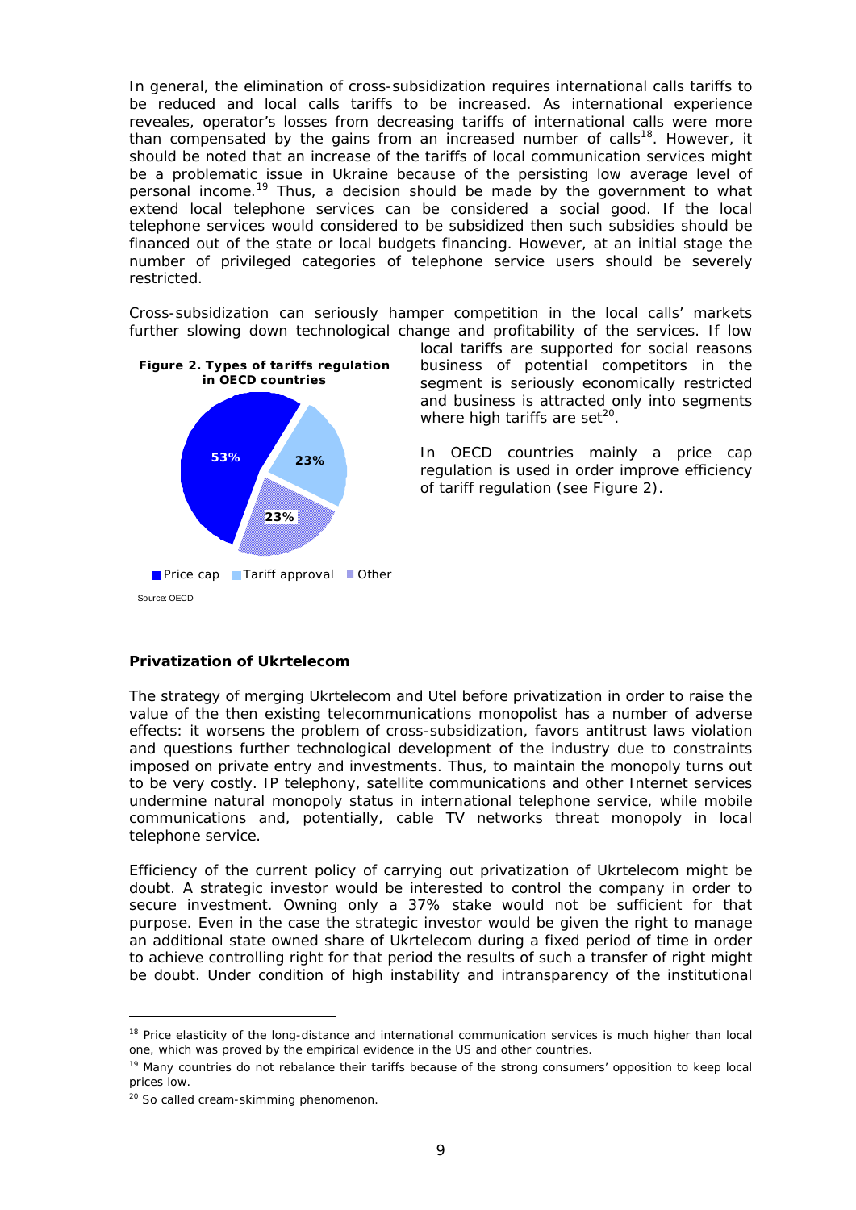In general, the elimination of cross-subsidization requires international calls tariffs to be reduced and local calls tariffs to be increased. As international experience reveales, operator's losses from decreasing tariffs of international calls were more than compensated by the gains from an increased number of calls[18]. However, it should be noted that an increase of the tariffs of local communication services might be a problematic issue in Ukraine because of the persisting low average level of personal income.[19] Thus, a decision should be made by the government to what extend local telephone services can be considered a social good. If the local telephone services would considered to be subsidized then such subsidies should be financed out of the state or local budgets financing. However, at an initial stage the number of privileged categories of telephone service users should be severely restricted.

Cross-subsidization can seriously hamper competition in the local calls' markets further slowing down technological change and profitability of the services. If low local tariffs are supported for social reasons business of potential competitors in the segment is seriously economically restricted and business is attracted only into segments where high tariffs are set[20].

In OECD countries mainly a price cap regulation is used in order improve efficiency of tariff regulation (see Figure 2).

**Figure 2. Types of tariffs regulation in OECD countries**

| Type | Share |
|---|---|
| Price cap | 53% |
| Tariff approval | 23% |
| Other | 23% |

Source: OECD

## Privatization of Ukrtelecom

The strategy of merging Ukrtelecom and Utel before privatization in order to raise the value of the then existing telecommunications monopolist has a number of adverse effects: it worsens the problem of cross-subsidization, favors antitrust laws violation and questions further technological development of the industry due to constraints imposed on private entry and investments. Thus, to maintain the monopoly turns out to be very costly. IP telephony, satellite communications and other Internet services undermine natural monopoly status in international telephone service, while mobile communications and, potentially, cable TV networks threat monopoly in local telephone service.

Efficiency of the current policy of carrying out privatization of Ukrtelecom might be doubt. A strategic investor would be interested to control the company in order to secure investment. Owning only a 37% stake would not be sufficient for that purpose. Even in the case the strategic investor would be given the right to manage an additional state owned share of Ukrtelecom during a fixed period of time in order to achieve controlling right for that period the results of such a transfer of right might be doubt. Under condition of high instability and intransparency of the institutional

---

[18] Price elasticity of the long-distance and international communication services is much higher than local one, which was proved by the empirical evidence in the US and other countries.

[19] Many countries do not rebalance their tariffs because of the strong consumers' opposition to keep local prices low.

[20] So called cream-skimming phenomenon.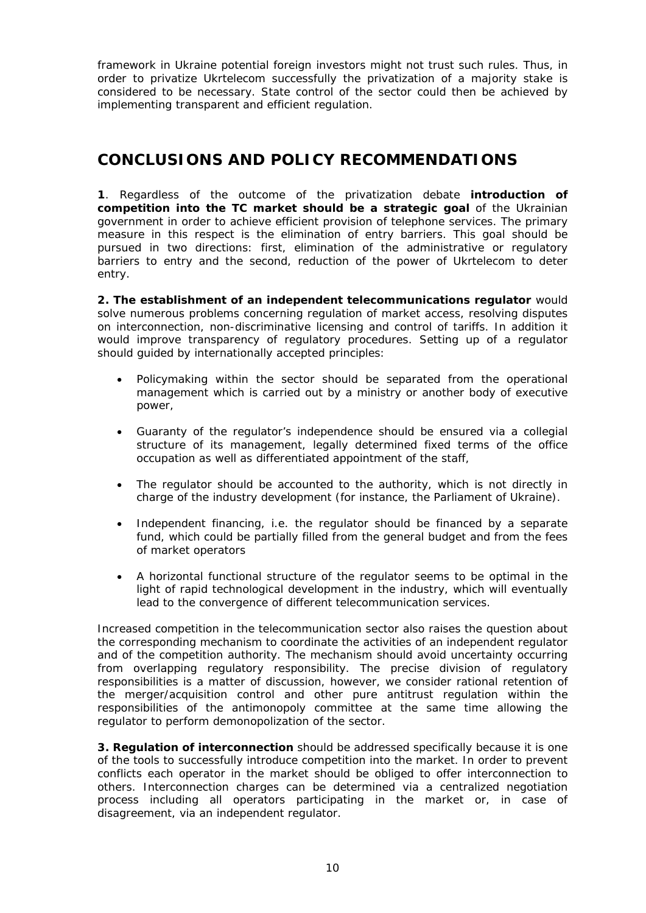framework in Ukraine potential foreign investors might not trust such rules. Thus, in order to privatize Ukrtelecom successfully the privatization of a majority stake is considered to be necessary. State control of the sector could then be achieved by implementing transparent and efficient regulation.

## CONCLUSIONS AND POLICY RECOMMENDATIONS

**1**. Regardless of the outcome of the privatization debate **introduction of competition into the TC market should be a strategic goal** of the Ukrainian government in order to achieve efficient provision of telephone services. The primary measure in this respect is the elimination of entry barriers. This goal should be pursued in two directions: first, elimination of the administrative or regulatory barriers to entry and the second, reduction of the power of Ukrtelecom to deter entry.

**2. The establishment of an independent telecommunications regulator** would solve numerous problems concerning regulation of market access, resolving disputes on interconnection, non-discriminative licensing and control of tariffs. In addition it would improve transparency of regulatory procedures. Setting up of a regulator should guided by internationally accepted principles:

- Policymaking within the sector should be separated from the operational management which is carried out by a ministry or another body of executive power,
- Guaranty of the regulator's independence should be ensured via a collegial structure of its management, legally determined fixed terms of the office occupation as well as differentiated appointment of the staff,
- The regulator should be accounted to the authority, which is not directly in charge of the industry development (for instance, the Parliament of Ukraine).
- Independent financing, i.e. the regulator should be financed by a separate fund, which could be partially filled from the general budget and from the fees of market operators
- A horizontal functional structure of the regulator seems to be optimal in the light of rapid technological development in the industry, which will eventually lead to the convergence of different telecommunication services.

Increased competition in the telecommunication sector also raises the question about the corresponding mechanism to coordinate the activities of an independent regulator and of the competition authority. The mechanism should avoid uncertainty occurring from overlapping regulatory responsibility. The precise division of regulatory responsibilities is a matter of discussion, however, we consider rational retention of the merger/acquisition control and other pure antitrust regulation within the responsibilities of the antimonopoly committee at the same time allowing the regulator to perform demonopolization of the sector.

**3. Regulation of interconnection** should be addressed specifically because it is one of the tools to successfully introduce competition into the market. In order to prevent conflicts each operator in the market should be obliged to offer interconnection to others. Interconnection charges can be determined via a centralized negotiation process including all operators participating in the market or, in case of disagreement, via an independent regulator.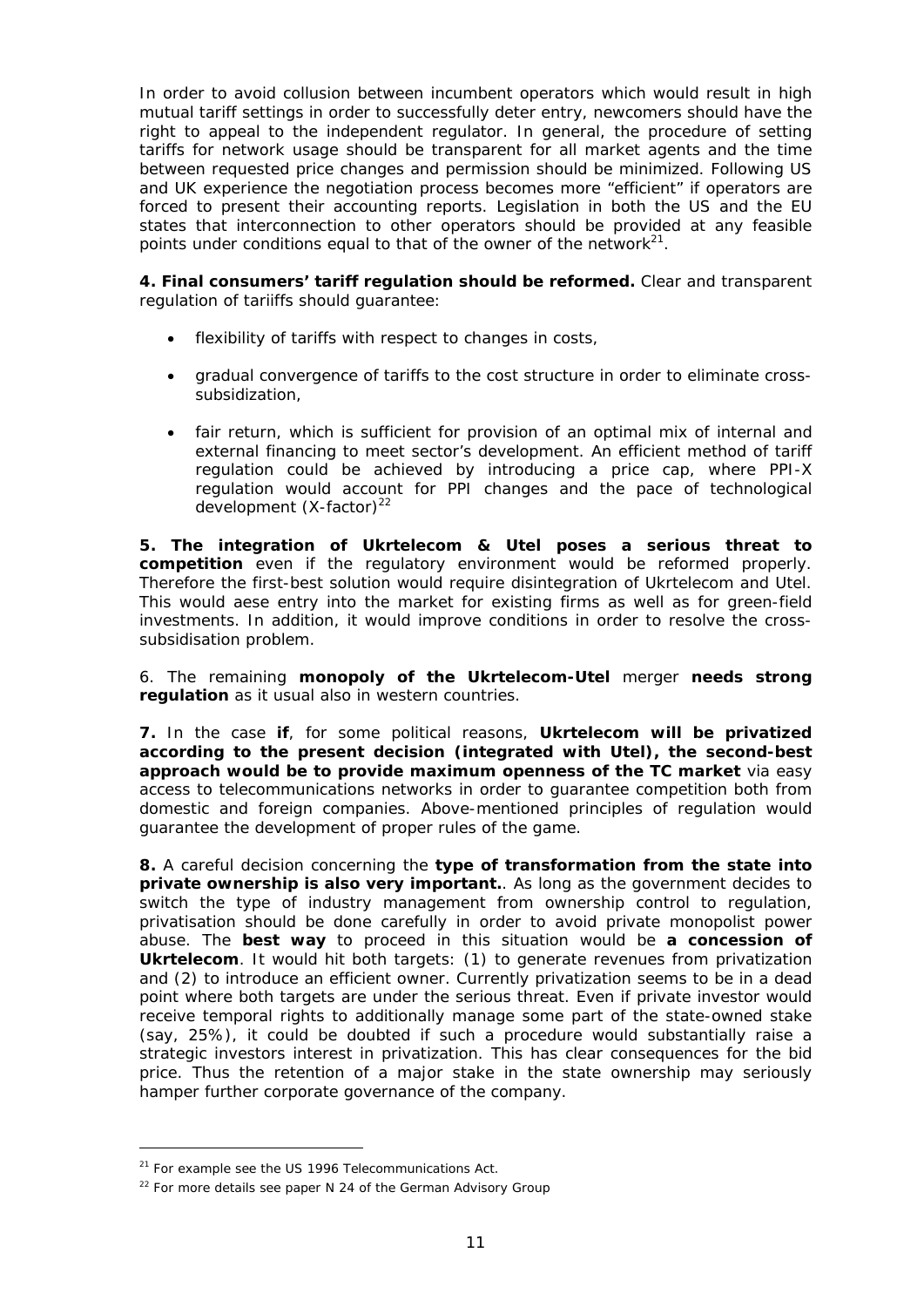In order to avoid collusion between incumbent operators which would result in high mutual tariff settings in order to successfully deter entry, newcomers should have the right to appeal to the independent regulator. In general, the procedure of setting tariffs for network usage should be transparent for all market agents and the time between requested price changes and permission should be minimized. Following US and UK experience the negotiation process becomes more "efficient" if operators are forced to present their accounting reports. Legislation in both the US and the EU states that interconnection to other operators should be provided at any feasible points under conditions equal to that of the owner of the network[21].

**4. Final consumers' tariff regulation should be reformed.** Clear and transparent regulation of tariiffs should guarantee:

- flexibility of tariffs with respect to changes in costs,
- gradual convergence of tariffs to the cost structure in order to eliminate cross-subsidization,
- fair return, which is sufficient for provision of an optimal mix of internal and external financing to meet sector's development. An efficient method of tariff regulation could be achieved by introducing a price cap, where PPI-X regulation would account for PPI changes and the pace of technological development (X-factor)[22]

**5. The integration of Ukrtelecom & Utel poses a serious threat to competition** even if the regulatory environment would be reformed properly. Therefore the first-best solution would require disintegration of Ukrtelecom and Utel. This would aese entry into the market for existing firms as well as for green-field investments. In addition, it would improve conditions in order to resolve the cross-subsidisation problem.

6. The remaining **monopoly of the Ukrtelecom-Utel** merger **needs strong regulation** as it usual also in western countries.

**7.** In the case **if**, for some political reasons, **Ukrtelecom will be privatized according to the present decision (integrated with Utel), the second-best approach would be to provide maximum openness of the TC market** via easy access to telecommunications networks in order to guarantee competition both from domestic and foreign companies. Above-mentioned principles of regulation would guarantee the development of proper rules of the game.

**8.** A careful decision concerning the **type of transformation from the state into private ownership is also very important.**. As long as the government decides to switch the type of industry management from ownership control to regulation, privatisation should be done carefully in order to avoid private monopolist power abuse. The **best way** to proceed in this situation would be **a concession of Ukrtelecom**. It would hit both targets: (1) to generate revenues from privatization and (2) to introduce an efficient owner. Currently privatization seems to be in a dead point where both targets are under the serious threat. Even if private investor would receive temporal rights to additionally manage some part of the state-owned stake (say, 25%), it could be doubted if such a procedure would substantially raise a strategic investors interest in privatization. This has clear consequences for the bid price. Thus the retention of a major stake in the state ownership may seriously hamper further corporate governance of the company.

---

[21] For example see the US 1996 Telecommunications Act.

[22] For more details see paper N 24 of the German Advisory Group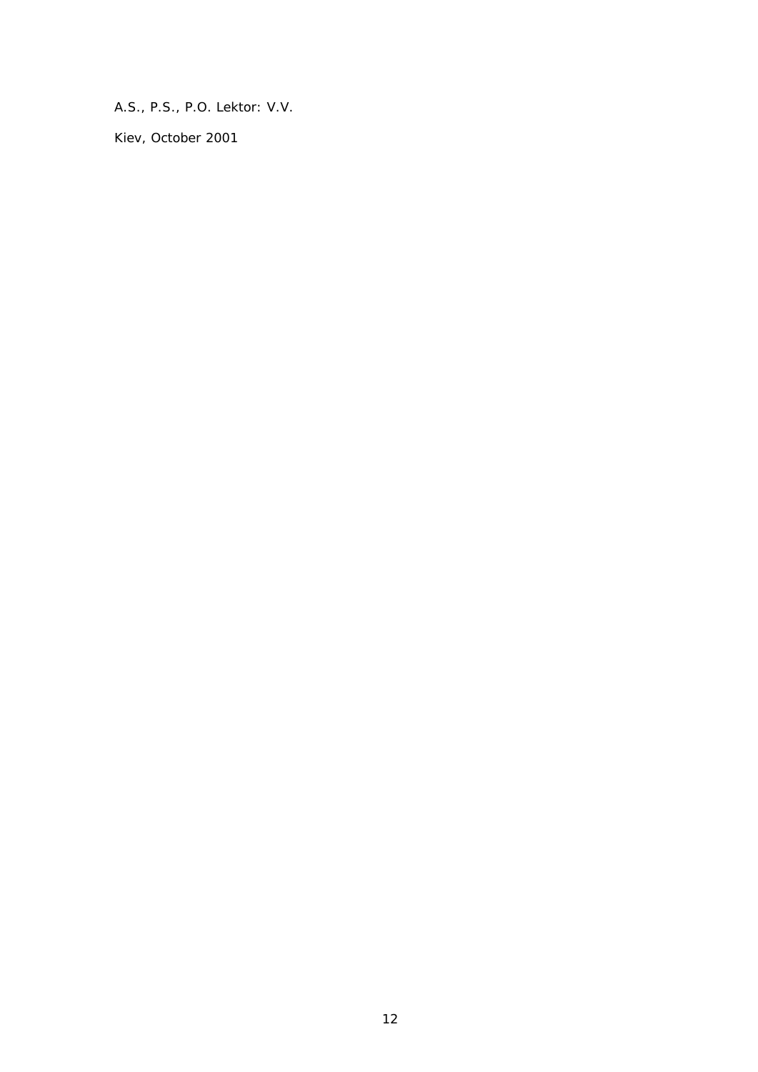A.S., P.S., P.O. Lektor: V.V.

Kiev, October 2001